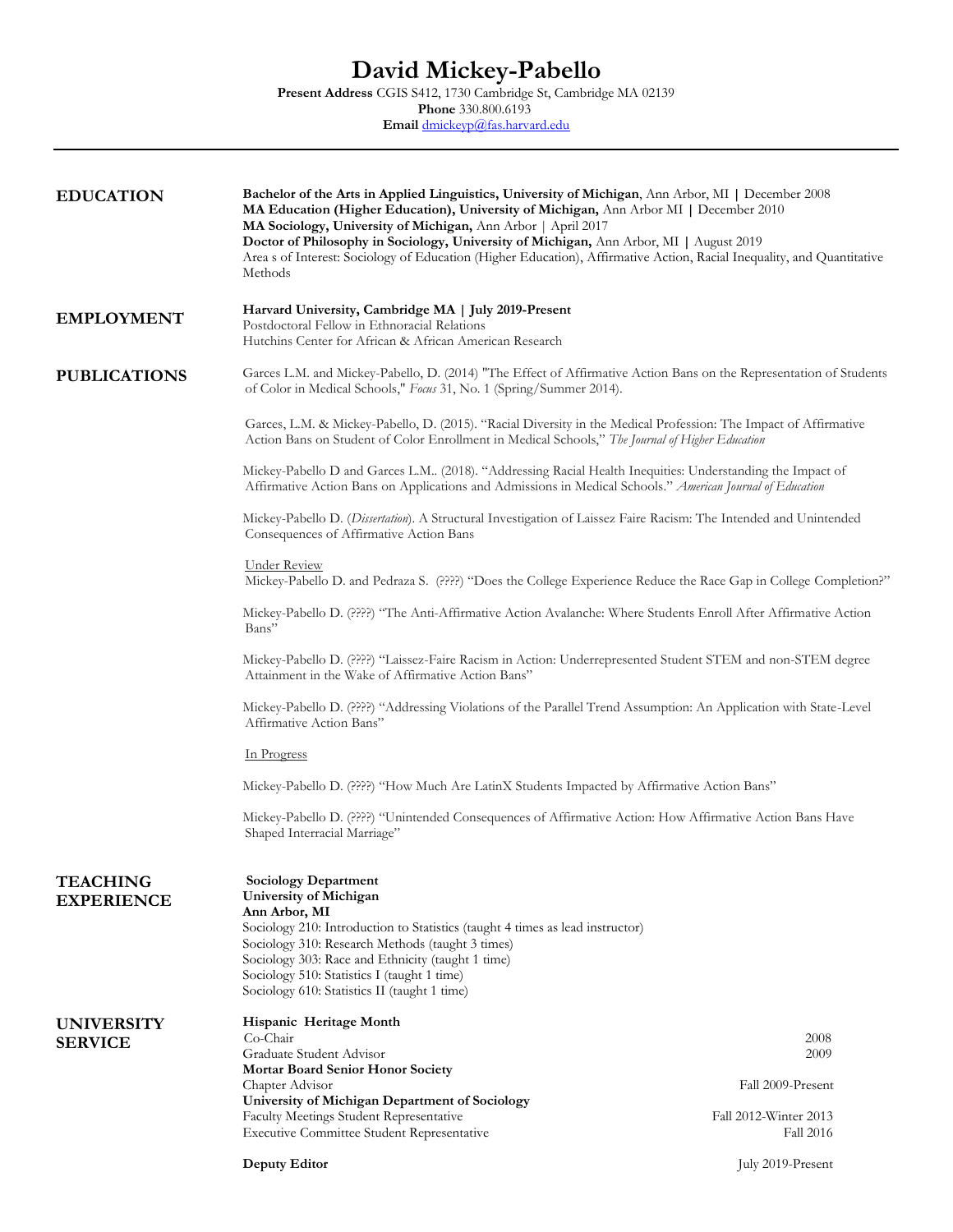# David Mickey-Pabello

**Present Address** CGIS S412, 1730 Cambridge St, Cambridge MA 02139
**Phone** 330.800.6193
**Email** dmickeyp@fas.harvard.edu

---

## EDUCATION

**Bachelor of the Arts in Applied Linguistics, University of Michigan**, Ann Arbor, MI | December 2008
**MA Education (Higher Education), University of Michigan,** Ann Arbor MI | December 2010
**MA Sociology, University of Michigan,** Ann Arbor | April 2017
**Doctor of Philosophy in Sociology, University of Michigan,** Ann Arbor, MI | August 2019
Area s of Interest: Sociology of Education (Higher Education), Affirmative Action, Racial Inequality, and Quantitative Methods

## EMPLOYMENT

**Harvard University, Cambridge MA | July 2019-Present**
Postdoctoral Fellow in Ethnoracial Relations
Hutchins Center for African & African American Research

## PUBLICATIONS

Garces L.M. and Mickey-Pabello, D. (2014) "The Effect of Affirmative Action Bans on the Representation of Students of Color in Medical Schools," *Focus* 31, No. 1 (Spring/Summer 2014).

Garces, L.M. & Mickey-Pabello, D. (2015). "Racial Diversity in the Medical Profession: The Impact of Affirmative Action Bans on Student of Color Enrollment in Medical Schools," *The Journal of Higher Education*

Mickey-Pabello D and Garces L.M.. (2018). "Addressing Racial Health Inequities: Understanding the Impact of Affirmative Action Bans on Applications and Admissions in Medical Schools." *American Journal of Education*

Mickey-Pabello D. (*Dissertation*). A Structural Investigation of Laissez Faire Racism: The Intended and Unintended Consequences of Affirmative Action Bans

<u>Under Review</u>
Mickey-Pabello D. and Pedraza S. (????) "Does the College Experience Reduce the Race Gap in College Completion?"

Mickey-Pabello D. (????) "The Anti-Affirmative Action Avalanche: Where Students Enroll After Affirmative Action Bans"

Mickey-Pabello D. (????) "Laissez-Faire Racism in Action: Underrepresented Student STEM and non-STEM degree Attainment in the Wake of Affirmative Action Bans"

Mickey-Pabello D. (????) "Addressing Violations of the Parallel Trend Assumption: An Application with State-Level Affirmative Action Bans"

<u>In Progress</u>

Mickey-Pabello D. (????) "How Much Are LatinX Students Impacted by Affirmative Action Bans"

Mickey-Pabello D. (????) "Unintended Consequences of Affirmative Action: How Affirmative Action Bans Have Shaped Interracial Marriage"

## TEACHING EXPERIENCE

**Sociology Department**
**University of Michigan**
**Ann Arbor, MI**
Sociology 210: Introduction to Statistics (taught 4 times as lead instructor)
Sociology 310: Research Methods (taught 3 times)
Sociology 303: Race and Ethnicity (taught 1 time)
Sociology 510: Statistics I (taught 1 time)
Sociology 610: Statistics II (taught 1 time)

## UNIVERSITY SERVICE

**Hispanic Heritage Month**
Co-Chair — 2008
Graduate Student Advisor — 2009
**Mortar Board Senior Honor Society**
Chapter Advisor — Fall 2009-Present
**University of Michigan Department of Sociology**
Faculty Meetings Student Representative — Fall 2012-Winter 2013
Executive Committee Student Representative — Fall 2016

**Deputy Editor** — July 2019-Present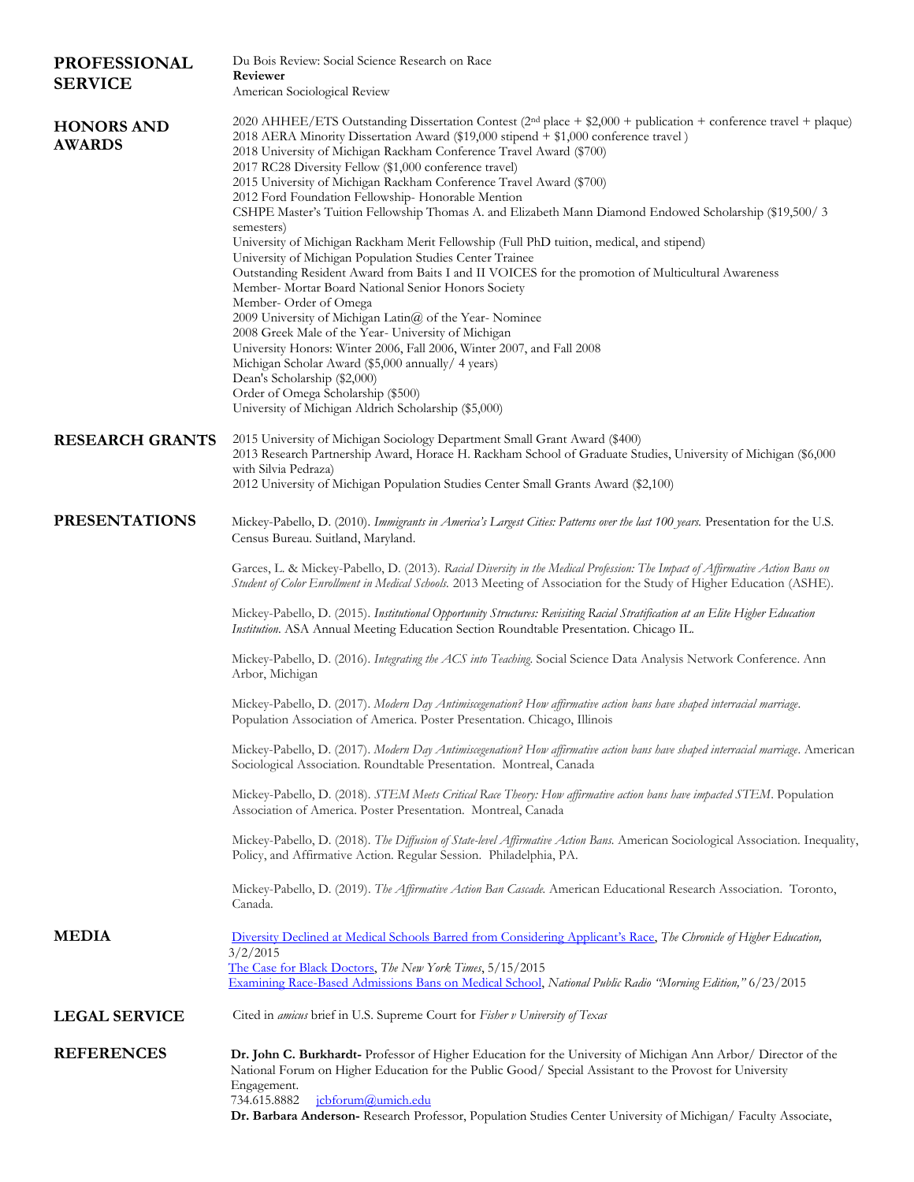## PROFESSIONAL SERVICE

Du Bois Review: Social Science Research on Race
**Reviewer**
American Sociological Review

## HONORS AND AWARDS

2020 AHHEE/ETS Outstanding Dissertation Contest (2nd place + $2,000 + publication + conference travel + plaque)
2018 AERA Minority Dissertation Award ($19,000 stipend + $1,000 conference travel )
2018 University of Michigan Rackham Conference Travel Award ($700)
2017 RC28 Diversity Fellow ($1,000 conference travel)
2015 University of Michigan Rackham Conference Travel Award ($700)
2012 Ford Foundation Fellowship- Honorable Mention
CSHPE Master's Tuition Fellowship Thomas A. and Elizabeth Mann Diamond Endowed Scholarship ($19,500/ 3 semesters)
University of Michigan Rackham Merit Fellowship (Full PhD tuition, medical, and stipend)
University of Michigan Population Studies Center Trainee
Outstanding Resident Award from Baits I and II VOICES for the promotion of Multicultural Awareness
Member- Mortar Board National Senior Honors Society
Member- Order of Omega
2009 University of Michigan Latin@ of the Year- Nominee
2008 Greek Male of the Year- University of Michigan
University Honors: Winter 2006, Fall 2006, Winter 2007, and Fall 2008
Michigan Scholar Award ($5,000 annually/ 4 years)
Dean's Scholarship ($2,000)
Order of Omega Scholarship ($500)
University of Michigan Aldrich Scholarship ($5,000)

## RESEARCH GRANTS

2015 University of Michigan Sociology Department Small Grant Award ($400)
2013 Research Partnership Award, Horace H. Rackham School of Graduate Studies, University of Michigan ($6,000 with Silvia Pedraza)
2012 University of Michigan Population Studies Center Small Grants Award ($2,100)

## PRESENTATIONS

Mickey-Pabello, D. (2010). *Immigrants in America's Largest Cities: Patterns over the last 100 years.* Presentation for the U.S. Census Bureau. Suitland, Maryland.

Garces, L. & Mickey-Pabello, D. (2013). *Racial Diversity in the Medical Profession: The Impact of Affirmative Action Bans on Student of Color Enrollment in Medical Schools.* 2013 Meeting of Association for the Study of Higher Education (ASHE).

Mickey-Pabello, D. (2015). *Institutional Opportunity Structures: Revisiting Racial Stratification at an Elite Higher Education Institution.* ASA Annual Meeting Education Section Roundtable Presentation. Chicago IL.

Mickey-Pabello, D. (2016). *Integrating the ACS into Teaching.* Social Science Data Analysis Network Conference. Ann Arbor, Michigan

Mickey-Pabello, D. (2017). *Modern Day Antimiscegenation? How affirmative action bans have shaped interracial marriage*. Population Association of America. Poster Presentation. Chicago, Illinois

Mickey-Pabello, D. (2017). *Modern Day Antimiscegenation? How affirmative action bans have shaped interracial marriage*. American Sociological Association. Roundtable Presentation. Montreal, Canada

Mickey-Pabello, D. (2018). *STEM Meets Critical Race Theory: How affirmative action bans have impacted STEM*. Population Association of America. Poster Presentation. Montreal, Canada

Mickey-Pabello, D. (2018). *The Diffusion of State-level Affirmative Action Bans.* American Sociological Association. Inequality, Policy, and Affirmative Action. Regular Session. Philadelphia, PA.

Mickey-Pabello, D. (2019). *The Affirmative Action Ban Cascade.* American Educational Research Association. Toronto, Canada.

## MEDIA

Diversity Declined at Medical Schools Barred from Considering Applicant's Race, *The Chronicle of Higher Education,* 3/2/2015
The Case for Black Doctors, *The New York Times*, 5/15/2015
Examining Race-Based Admissions Bans on Medical School, *National Public Radio "Morning Edition,"* 6/23/2015

## LEGAL SERVICE

Cited in *amicus* brief in U.S. Supreme Court for *Fisher v University of Texas*

## REFERENCES

**Dr. John C. Burkhardt-** Professor of Higher Education for the University of Michigan Ann Arbor/ Director of the National Forum on Higher Education for the Public Good/ Special Assistant to the Provost for University Engagement.
734.615.8882 jcbforum@umich.edu
**Dr. Barbara Anderson-** Research Professor, Population Studies Center University of Michigan/ Faculty Associate,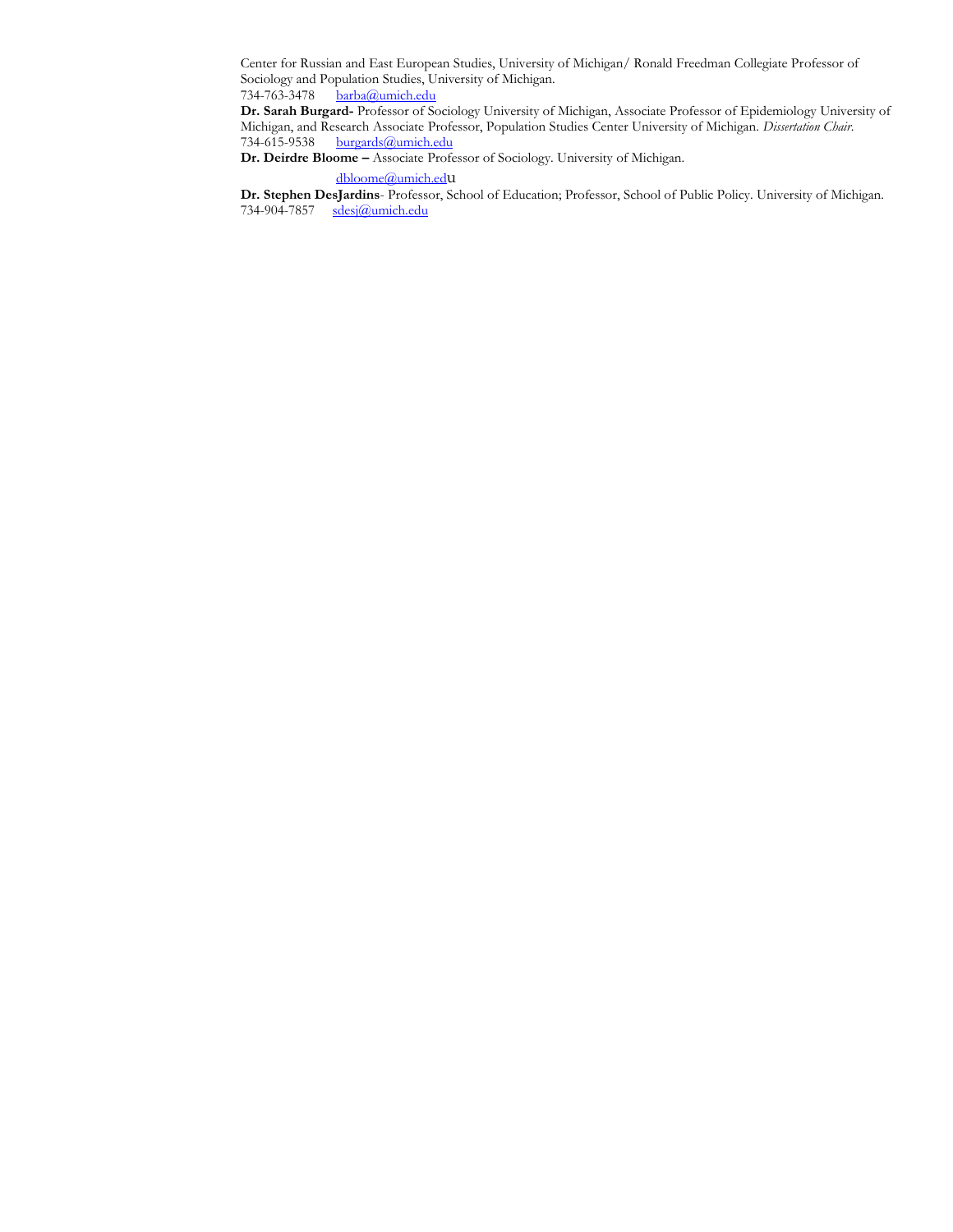Center for Russian and East European Studies, University of Michigan/ Ronald Freedman Collegiate Professor of Sociology and Population Studies, University of Michigan.
734-763-3478 barba@umich.edu

**Dr. Sarah Burgard-** Professor of Sociology University of Michigan, Associate Professor of Epidemiology University of Michigan, and Research Associate Professor, Population Studies Center University of Michigan. *Dissertation Chair.*
734-615-9538 burgards@umich.edu

**Dr. Deirdre Bloome –** Associate Professor of Sociology. University of Michigan.
dbloome@umich.edu

**Dr. Stephen DesJardins**- Professor, School of Education; Professor, School of Public Policy. University of Michigan.
734-904-7857 sdesj@umich.edu